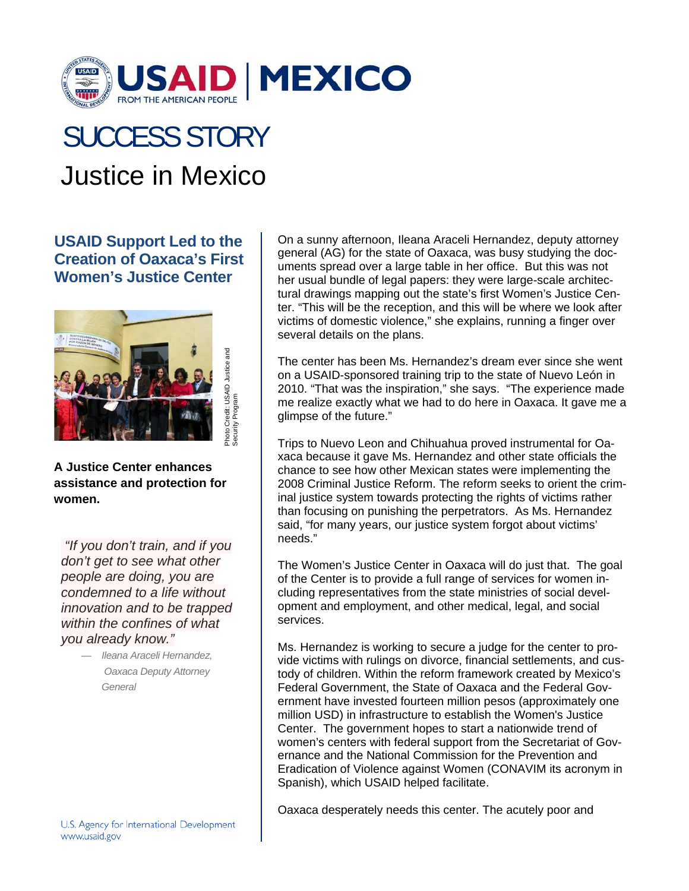# SUCCESS STORY

## Justice in Mexico

### USAID Support Led to the Creation of Oaxaca's First Women's Justice Center

Photo Credit: USAID Justice and Security Program

**A Justice Center enhances assistance and protection for women.**

*"If you don't train, and if you don't get to see what other people are doing, you are condemned to a life without innovation and to be trapped within the confines of what you already know."*

— *Ileana Araceli Hernandez, Oaxaca Deputy Attorney General*

On a sunny afternoon, Ileana Araceli Hernandez, deputy attorney general (AG) for the state of Oaxaca, was busy studying the documents spread over a large table in her office. But this was not her usual bundle of legal papers: they were large-scale architectural drawings mapping out the state's first Women's Justice Center. "This will be the reception, and this will be where we look after victims of domestic violence," she explains, running a finger over several details on the plans.

The center has been Ms. Hernandez's dream ever since she went on a USAID-sponsored training trip to the state of Nuevo León in 2010. "That was the inspiration," she says. "The experience made me realize exactly what we had to do here in Oaxaca. It gave me a glimpse of the future."

Trips to Nuevo Leon and Chihuahua proved instrumental for Oaxaca because it gave Ms. Hernandez and other state officials the chance to see how other Mexican states were implementing the 2008 Criminal Justice Reform. The reform seeks to orient the criminal justice system towards protecting the rights of victims rather than focusing on punishing the perpetrators. As Ms. Hernandez said, "for many years, our justice system forgot about victims' needs."

The Women's Justice Center in Oaxaca will do just that. The goal of the Center is to provide a full range of services for women including representatives from the state ministries of social development and employment, and other medical, legal, and social services.

Ms. Hernandez is working to secure a judge for the center to provide victims with rulings on divorce, financial settlements, and custody of children. Within the reform framework created by Mexico's Federal Government, the State of Oaxaca and the Federal Government have invested fourteen million pesos (approximately one million USD) in infrastructure to establish the Women's Justice Center. The government hopes to start a nationwide trend of women's centers with federal support from the Secretariat of Governance and the National Commission for the Prevention and Eradication of Violence against Women (CONAVIM its acronym in Spanish), which USAID helped facilitate.

Oaxaca desperately needs this center. The acutely poor and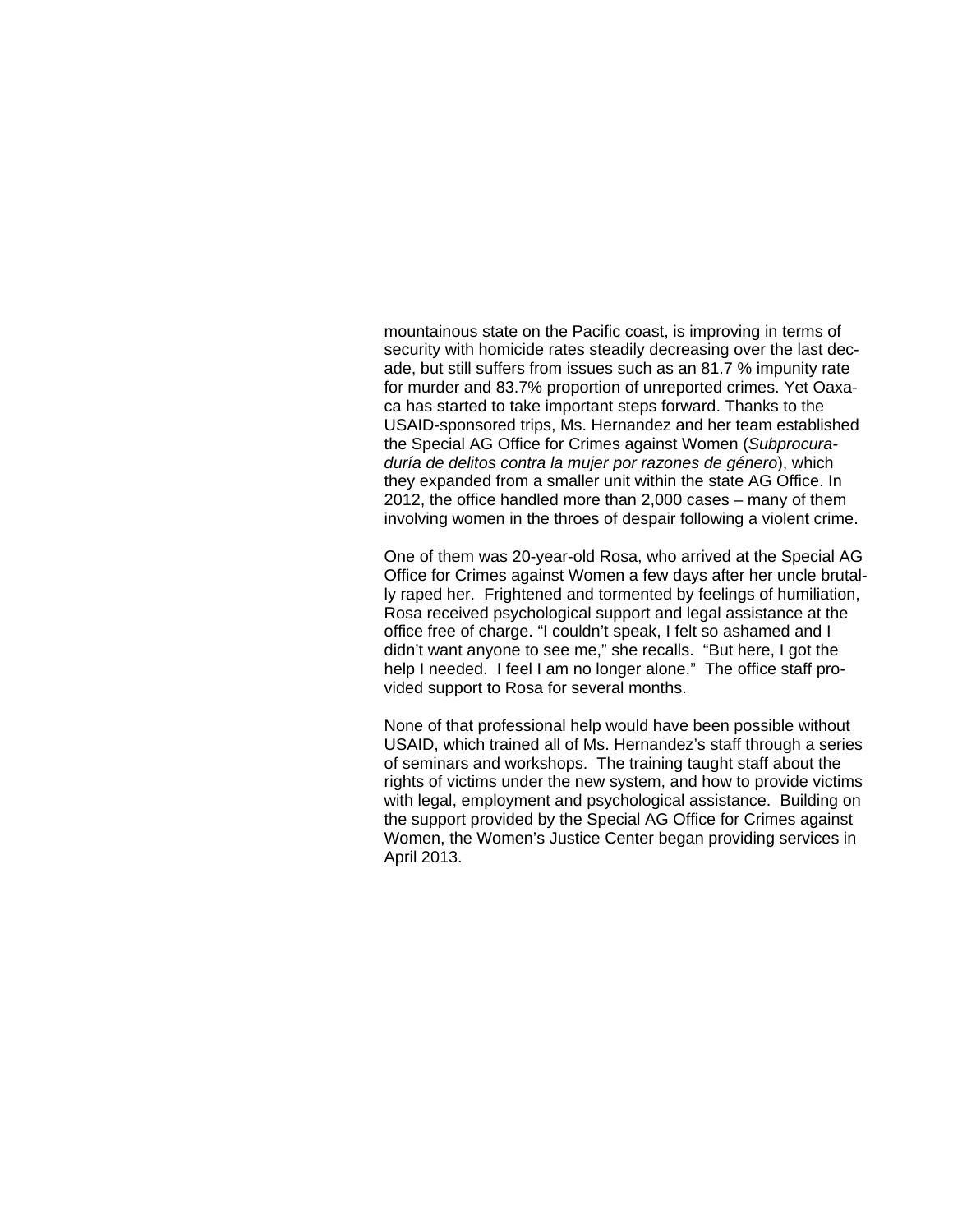mountainous state on the Pacific coast, is improving in terms of security with homicide rates steadily decreasing over the last decade, but still suffers from issues such as an 81.7 % impunity rate for murder and 83.7% proportion of unreported crimes. Yet Oaxaca has started to take important steps forward. Thanks to the USAID-sponsored trips, Ms. Hernandez and her team established the Special AG Office for Crimes against Women (*Subprocuraduría de delitos contra la mujer por razones de género*), which they expanded from a smaller unit within the state AG Office. In 2012, the office handled more than 2,000 cases – many of them involving women in the throes of despair following a violent crime.

One of them was 20-year-old Rosa, who arrived at the Special AG Office for Crimes against Women a few days after her uncle brutally raped her. Frightened and tormented by feelings of humiliation, Rosa received psychological support and legal assistance at the office free of charge. "I couldn't speak, I felt so ashamed and I didn't want anyone to see me," she recalls. "But here, I got the help I needed. I feel I am no longer alone." The office staff provided support to Rosa for several months.

None of that professional help would have been possible without USAID, which trained all of Ms. Hernandez's staff through a series of seminars and workshops. The training taught staff about the rights of victims under the new system, and how to provide victims with legal, employment and psychological assistance. Building on the support provided by the Special AG Office for Crimes against Women, the Women's Justice Center began providing services in April 2013.